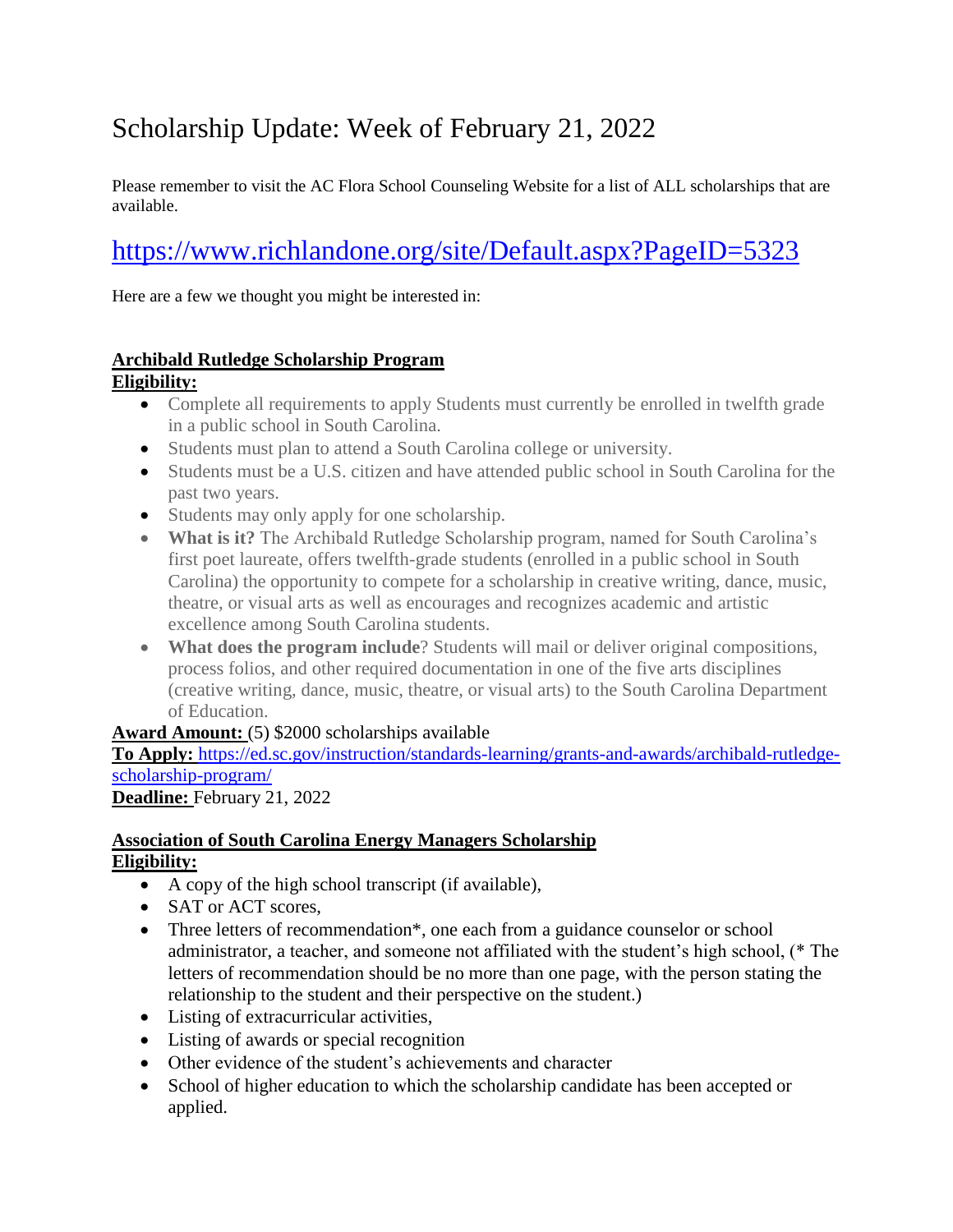# Scholarship Update: Week of February 21, 2022

Please remember to visit the AC Flora School Counseling Website for a list of ALL scholarships that are available.

## https://www.richlandone.org/site/Default.aspx?PageID=5323

Here are a few we thought you might be interested in:

**Archibald Rutledge Scholarship Program**

**Eligibility:**

- Complete all requirements to apply Students must currently be enrolled in twelfth grade in a public school in South Carolina.
- Students must plan to attend a South Carolina college or university.
- Students must be a U.S. citizen and have attended public school in South Carolina for the past two years.
- Students may only apply for one scholarship.
- **What is it?** The Archibald Rutledge Scholarship program, named for South Carolina's first poet laureate, offers twelfth-grade students (enrolled in a public school in South Carolina) the opportunity to compete for a scholarship in creative writing, dance, music, theatre, or visual arts as well as encourages and recognizes academic and artistic excellence among South Carolina students.
- **What does the program include**? Students will mail or deliver original compositions, process folios, and other required documentation in one of the five arts disciplines (creative writing, dance, music, theatre, or visual arts) to the South Carolina Department of Education.

**Award Amount:** (5) $2000 scholarships available

**To Apply:** https://ed.sc.gov/instruction/standards-learning/grants-and-awards/archibald-rutledge-scholarship-program/

**Deadline:** February 21, 2022

**Association of South Carolina Energy Managers Scholarship**

**Eligibility:**

- A copy of the high school transcript (if available),
- SAT or ACT scores,
- Three letters of recommendation*, one each from a guidance counselor or school administrator, a teacher, and someone not affiliated with the student's high school, (* The letters of recommendation should be no more than one page, with the person stating the relationship to the student and their perspective on the student.)
- Listing of extracurricular activities,
- Listing of awards or special recognition
- Other evidence of the student's achievements and character
- School of higher education to which the scholarship candidate has been accepted or applied.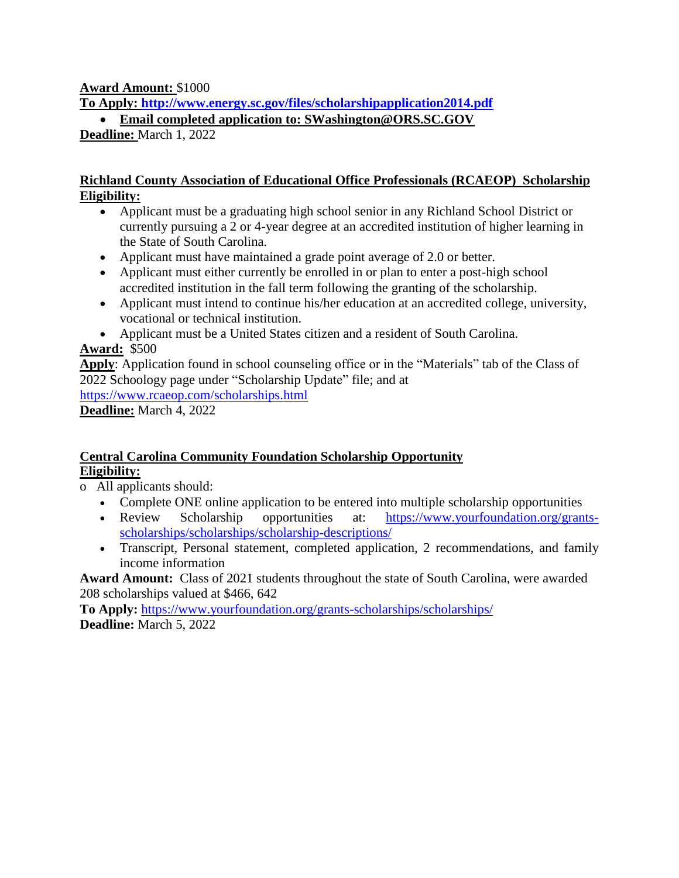**Award Amount:** $1000

**To Apply: http://www.energy.sc.gov/files/scholarshipapplication2014.pdf**

- **Email completed application to: SWashington@ORS.SC.GOV**

**Deadline:** March 1, 2022

**Richland County Association of Educational Office Professionals (RCAEOP) Scholarship**

**Eligibility:**

- Applicant must be a graduating high school senior in any Richland School District or currently pursuing a 2 or 4-year degree at an accredited institution of higher learning in the State of South Carolina.
- Applicant must have maintained a grade point average of 2.0 or better.
- Applicant must either currently be enrolled in or plan to enter a post-high school accredited institution in the fall term following the granting of the scholarship.
- Applicant must intend to continue his/her education at an accredited college, university, vocational or technical institution.
- Applicant must be a United States citizen and a resident of South Carolina.

**Award:** $500

**Apply**: Application found in school counseling office or in the "Materials" tab of the Class of 2022 Schoology page under "Scholarship Update" file; and at https://www.rcaeop.com/scholarships.html

**Deadline:** March 4, 2022

**Central Carolina Community Foundation Scholarship Opportunity**

**Eligibility:**

- All applicants should:
  - Complete ONE online application to be entered into multiple scholarship opportunities
  - Review Scholarship opportunities at: https://www.yourfoundation.org/grants-scholarships/scholarships/scholarship-descriptions/
  - Transcript, Personal statement, completed application, 2 recommendations, and family income information

**Award Amount:** Class of 2021 students throughout the state of South Carolina, were awarded 208 scholarships valued at $466, 642

**To Apply:** https://www.yourfoundation.org/grants-scholarships/scholarships/

**Deadline:** March 5, 2022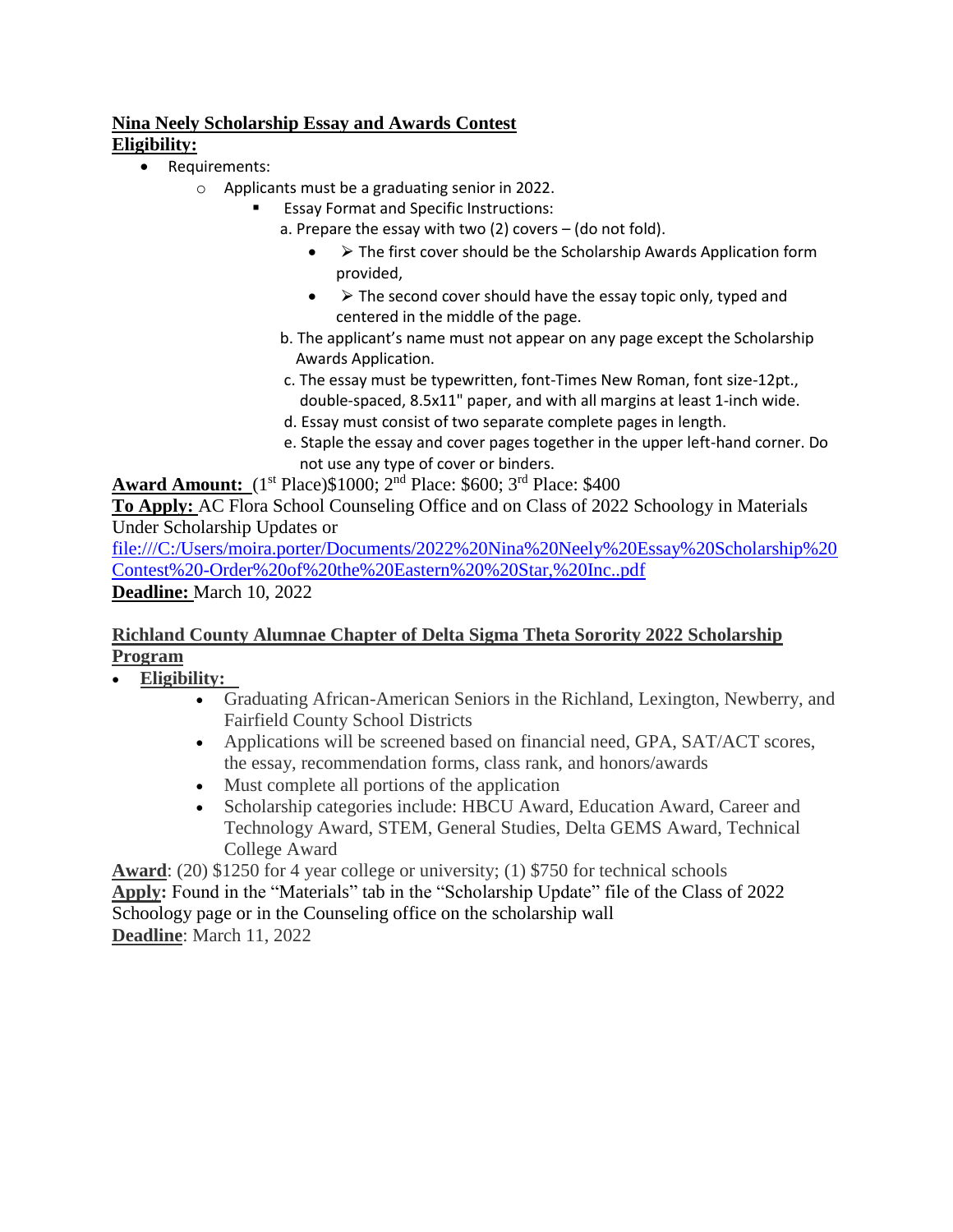**Nina Neely Scholarship Essay and Awards Contest**

**Eligibility:**

- Requirements:
    - Applicants must be a graduating senior in 2022.
        - Essay Format and Specific Instructions:

          a. Prepare the essay with two (2) covers – (do not fold).

            - ➢ The first cover should be the Scholarship Awards Application form provided,
            - ➢ The second cover should have the essay topic only, typed and centered in the middle of the page.

          b. The applicant's name must not appear on any page except the Scholarship Awards Application.

          c. The essay must be typewritten, font-Times New Roman, font size-12pt., double-spaced, 8.5x11" paper, and with all margins at least 1-inch wide.

          d. Essay must consist of two separate complete pages in length.

          e. Staple the essay and cover pages together in the upper left-hand corner. Do not use any type of cover or binders.

**Award Amount:** (1st Place)$1000; 2nd Place: $600; 3rd Place: $400

**To Apply:** AC Flora School Counseling Office and on Class of 2022 Schoology in Materials Under Scholarship Updates or file:///C:/Users/moira.porter/Documents/2022%20Nina%20Neely%20Essay%20Scholarship%20Contest%20-Order%20of%20the%20Eastern%20%20Star,%20Inc..pdf

**Deadline:** March 10, 2022

**Richland County Alumnae Chapter of Delta Sigma Theta Sorority 2022 Scholarship Program**

- **Eligibility:**
    - Graduating African-American Seniors in the Richland, Lexington, Newberry, and Fairfield County School Districts
    - Applications will be screened based on financial need, GPA, SAT/ACT scores, the essay, recommendation forms, class rank, and honors/awards
    - Must complete all portions of the application
    - Scholarship categories include: HBCU Award, Education Award, Career and Technology Award, STEM, General Studies, Delta GEMS Award, Technical College Award

**Award**: (20) $1250 for 4 year college or university; (1) $750 for technical schools

**Apply:** Found in the "Materials" tab in the "Scholarship Update" file of the Class of 2022 Schoology page or in the Counseling office on the scholarship wall

**Deadline**: March 11, 2022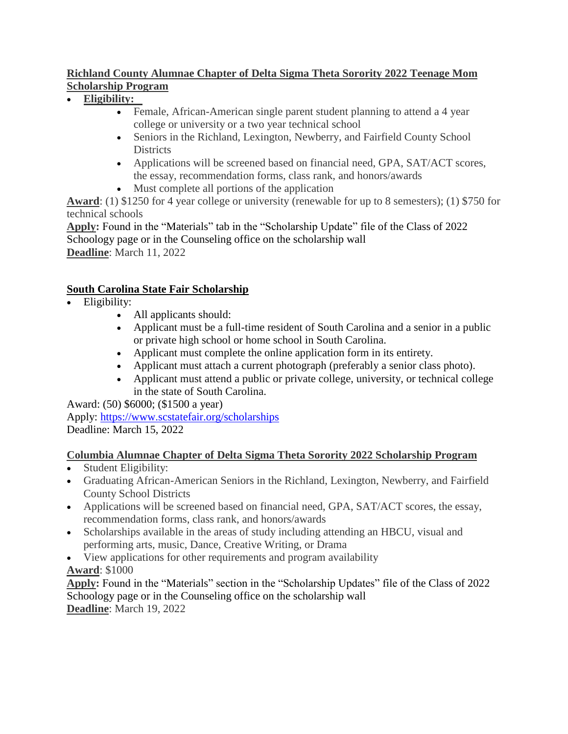**Richland County Alumnae Chapter of Delta Sigma Theta Sorority 2022 Teenage Mom Scholarship Program**

- **Eligibility:**
  - Female, African-American single parent student planning to attend a 4 year college or university or a two year technical school
  - Seniors in the Richland, Lexington, Newberry, and Fairfield County School Districts
  - Applications will be screened based on financial need, GPA, SAT/ACT scores, the essay, recommendation forms, class rank, and honors/awards
  - Must complete all portions of the application

**Award**: (1) $1250 for 4 year college or university (renewable for up to 8 semesters); (1) $750 for technical schools

**Apply:** Found in the "Materials" tab in the "Scholarship Update" file of the Class of 2022 Schoology page or in the Counseling office on the scholarship wall

**Deadline**: March 11, 2022

**South Carolina State Fair Scholarship**

- Eligibility:
  - All applicants should:
  - Applicant must be a full-time resident of South Carolina and a senior in a public or private high school or home school in South Carolina.
  - Applicant must complete the online application form in its entirety.
  - Applicant must attach a current photograph (preferably a senior class photo).
  - Applicant must attend a public or private college, university, or technical college in the state of South Carolina.

Award: (50) $6000; ($1500 a year)

Apply: https://www.scstatefair.org/scholarships

Deadline: March 15, 2022

**Columbia Alumnae Chapter of Delta Sigma Theta Sorority 2022 Scholarship Program**

- Student Eligibility:
- Graduating African-American Seniors in the Richland, Lexington, Newberry, and Fairfield County School Districts
- Applications will be screened based on financial need, GPA, SAT/ACT scores, the essay, recommendation forms, class rank, and honors/awards
- Scholarships available in the areas of study including attending an HBCU, visual and performing arts, music, Dance, Creative Writing, or Drama
- View applications for other requirements and program availability

**Award**: $1000

**Apply:** Found in the "Materials" section in the "Scholarship Updates" file of the Class of 2022 Schoology page or in the Counseling office on the scholarship wall

**Deadline**: March 19, 2022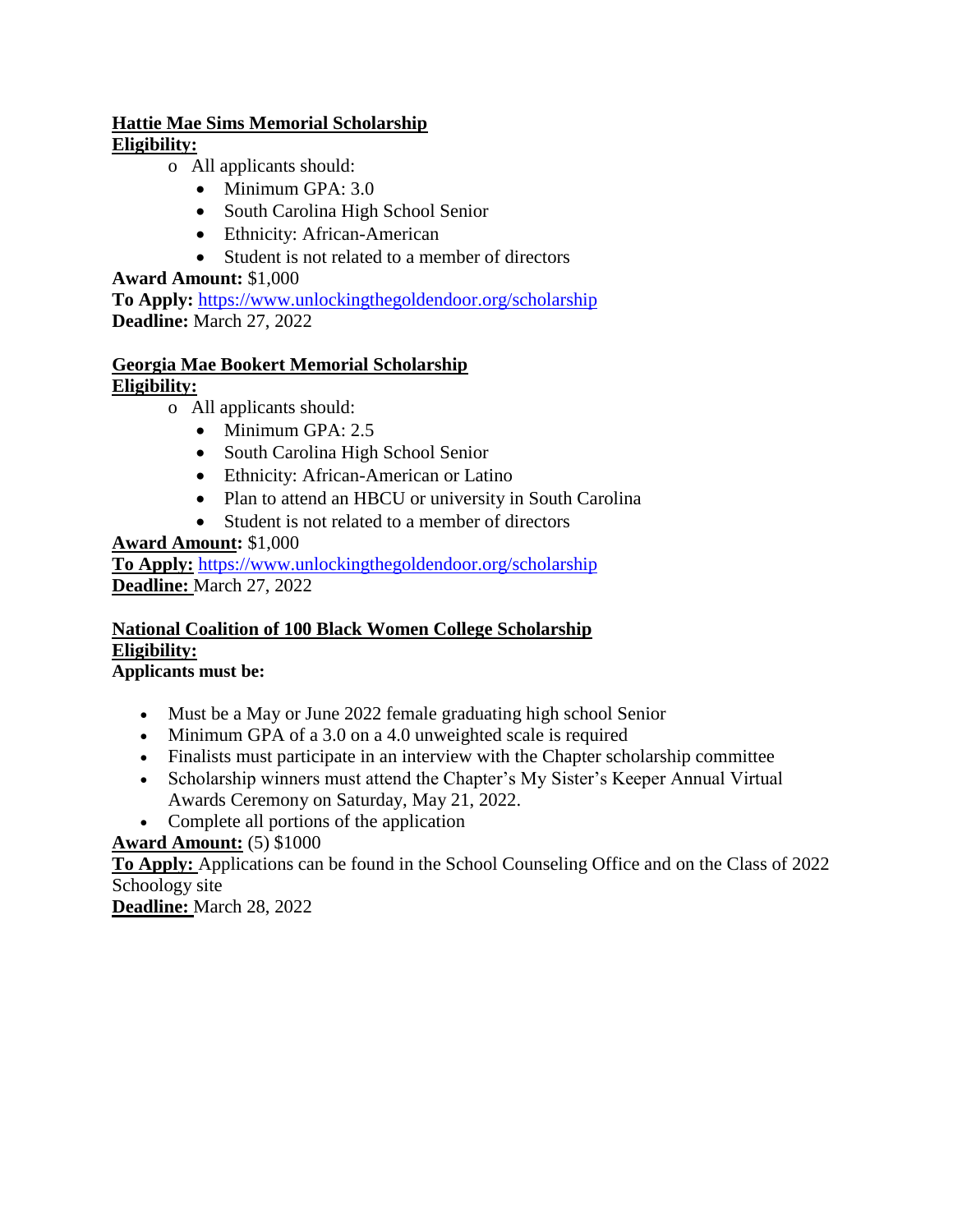**Hattie Mae Sims Memorial Scholarship**

**Eligibility:**

- All applicants should:
  - Minimum GPA: 3.0
  - South Carolina High School Senior
  - Ethnicity: African-American
  - Student is not related to a member of directors

**Award Amount:** $1,000

**To Apply:** https://www.unlockingthegoldendoor.org/scholarship

**Deadline:** March 27, 2022

**Georgia Mae Bookert Memorial Scholarship**

**Eligibility:**

- All applicants should:
  - Minimum GPA: 2.5
  - South Carolina High School Senior
  - Ethnicity: African-American or Latino
  - Plan to attend an HBCU or university in South Carolina
  - Student is not related to a member of directors

**Award Amount:** $1,000

**To Apply:** https://www.unlockingthegoldendoor.org/scholarship

**Deadline:** March 27, 2022

**National Coalition of 100 Black Women College Scholarship**

**Eligibility:**

**Applicants must be:**

- Must be a May or June 2022 female graduating high school Senior
- Minimum GPA of a 3.0 on a 4.0 unweighted scale is required
- Finalists must participate in an interview with the Chapter scholarship committee
- Scholarship winners must attend the Chapter's My Sister's Keeper Annual Virtual Awards Ceremony on Saturday, May 21, 2022.
- Complete all portions of the application

**Award Amount:** (5) $1000

**To Apply:** Applications can be found in the School Counseling Office and on the Class of 2022 Schoology site

**Deadline:** March 28, 2022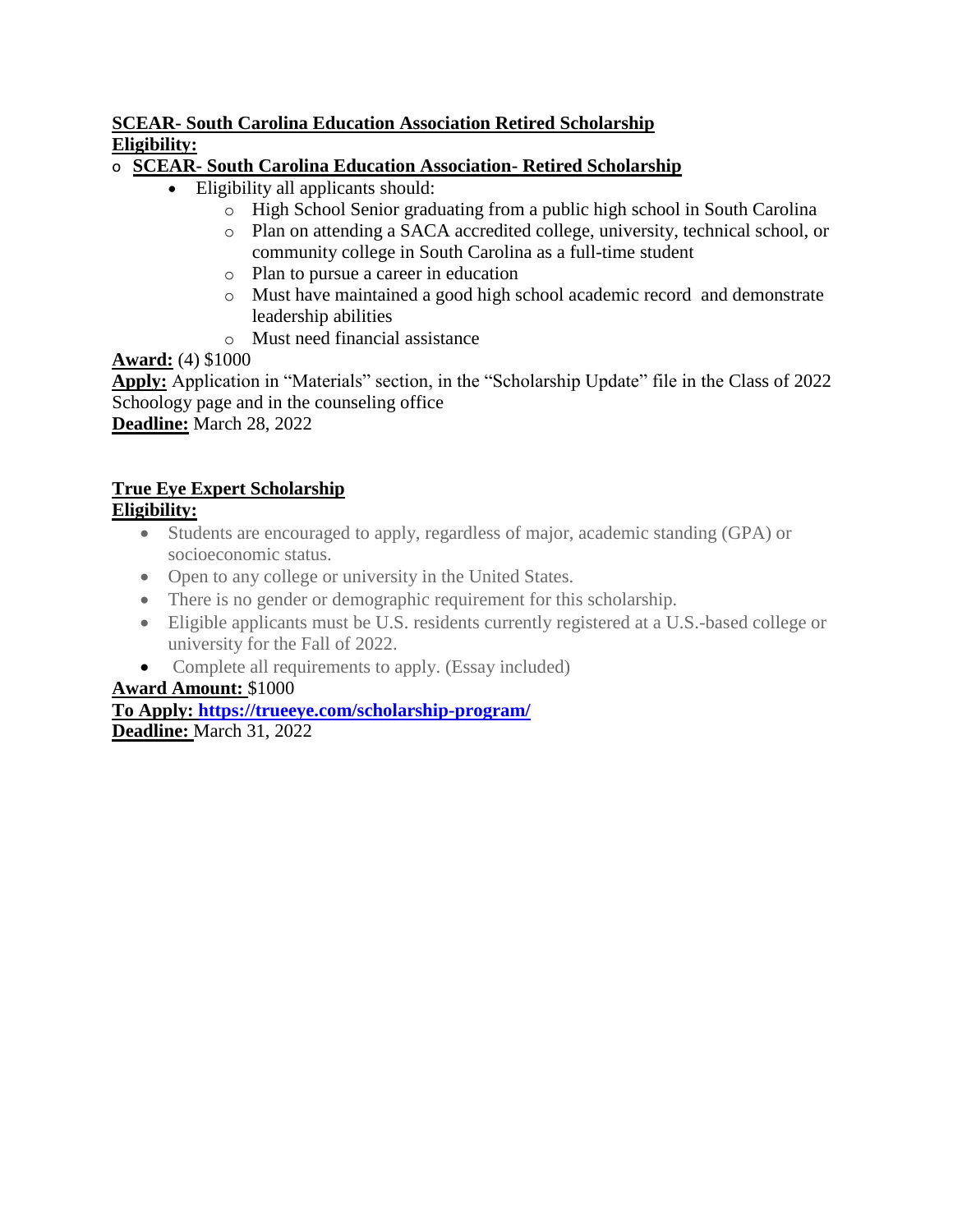**SCEAR- South Carolina Education Association Retired Scholarship**

**Eligibility:**

- **SCEAR- South Carolina Education Association- Retired Scholarship**
  - Eligibility all applicants should:
    - High School Senior graduating from a public high school in South Carolina
    - Plan on attending a SACA accredited college, university, technical school, or community college in South Carolina as a full-time student
    - Plan to pursue a career in education
    - Must have maintained a good high school academic record and demonstrate leadership abilities
    - Must need financial assistance

**Award:** (4) $1000

**Apply:** Application in "Materials" section, in the "Scholarship Update" file in the Class of 2022 Schoology page and in the counseling office

**Deadline:** March 28, 2022

**True Eye Expert Scholarship**

**Eligibility:**

- Students are encouraged to apply, regardless of major, academic standing (GPA) or socioeconomic status.
- Open to any college or university in the United States.
- There is no gender or demographic requirement for this scholarship.
- Eligible applicants must be U.S. residents currently registered at a U.S.-based college or university for the Fall of 2022.
- Complete all requirements to apply. (Essay included)

**Award Amount:** $1000

**To Apply:** **https://trueeye.com/scholarship-program/**

**Deadline:** March 31, 2022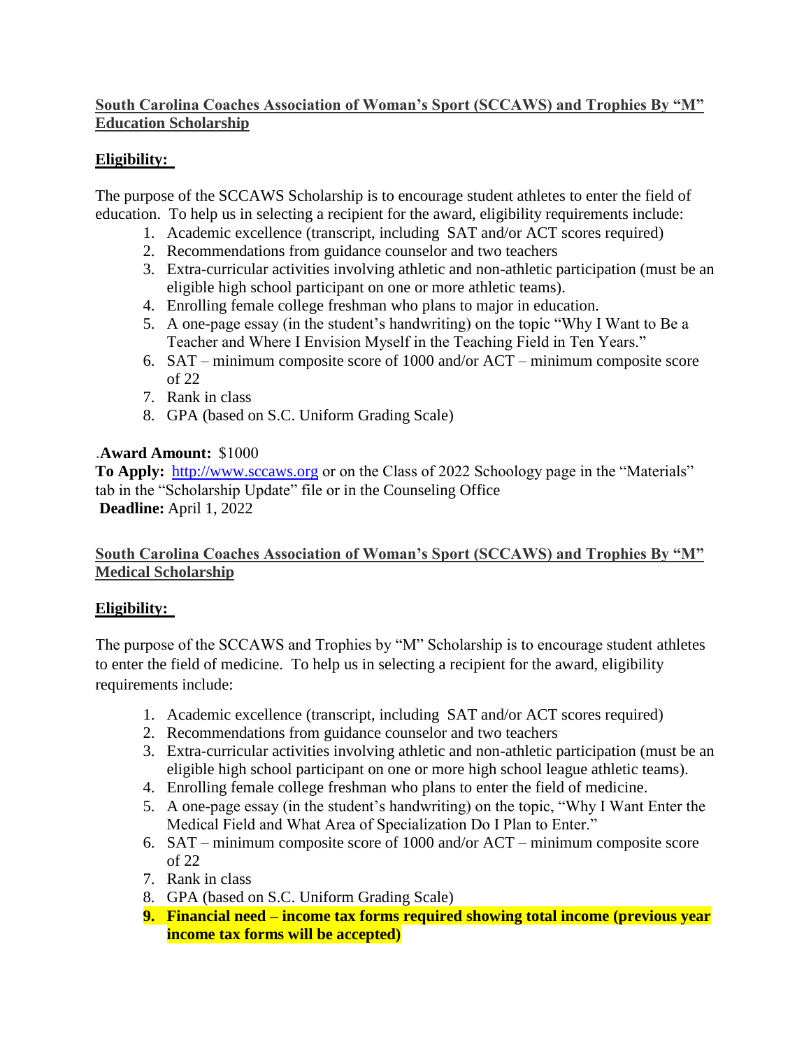**South Carolina Coaches Association of Woman's Sport (SCCAWS) and Trophies By "M" Education Scholarship**

**Eligibility:**

The purpose of the SCCAWS Scholarship is to encourage student athletes to enter the field of education. To help us in selecting a recipient for the award, eligibility requirements include:

1. Academic excellence (transcript, including SAT and/or ACT scores required)
2. Recommendations from guidance counselor and two teachers
3. Extra-curricular activities involving athletic and non-athletic participation (must be an eligible high school participant on one or more athletic teams).
4. Enrolling female college freshman who plans to major in education.
5. A one-page essay (in the student's handwriting) on the topic "Why I Want to Be a Teacher and Where I Envision Myself in the Teaching Field in Ten Years."
6. SAT – minimum composite score of 1000 and/or ACT – minimum composite score of 22
7. Rank in class
8. GPA (based on S.C. Uniform Grading Scale)

.**Award Amount:** $1000
**To Apply:** http://www.sccaws.org or on the Class of 2022 Schoology page in the "Materials" tab in the "Scholarship Update" file or in the Counseling Office
**Deadline:** April 1, 2022

**South Carolina Coaches Association of Woman's Sport (SCCAWS) and Trophies By "M" Medical Scholarship**

**Eligibility:**

The purpose of the SCCAWS and Trophies by "M" Scholarship is to encourage student athletes to enter the field of medicine. To help us in selecting a recipient for the award, eligibility requirements include:

1. Academic excellence (transcript, including SAT and/or ACT scores required)
2. Recommendations from guidance counselor and two teachers
3. Extra-curricular activities involving athletic and non-athletic participation (must be an eligible high school participant on one or more high school league athletic teams).
4. Enrolling female college freshman who plans to enter the field of medicine.
5. A one-page essay (in the student's handwriting) on the topic, "Why I Want Enter the Medical Field and What Area of Specialization Do I Plan to Enter."
6. SAT – minimum composite score of 1000 and/or ACT – minimum composite score of 22
7. Rank in class
8. GPA (based on S.C. Uniform Grading Scale)
9. **Financial need – income tax forms required showing total income (previous year income tax forms will be accepted)**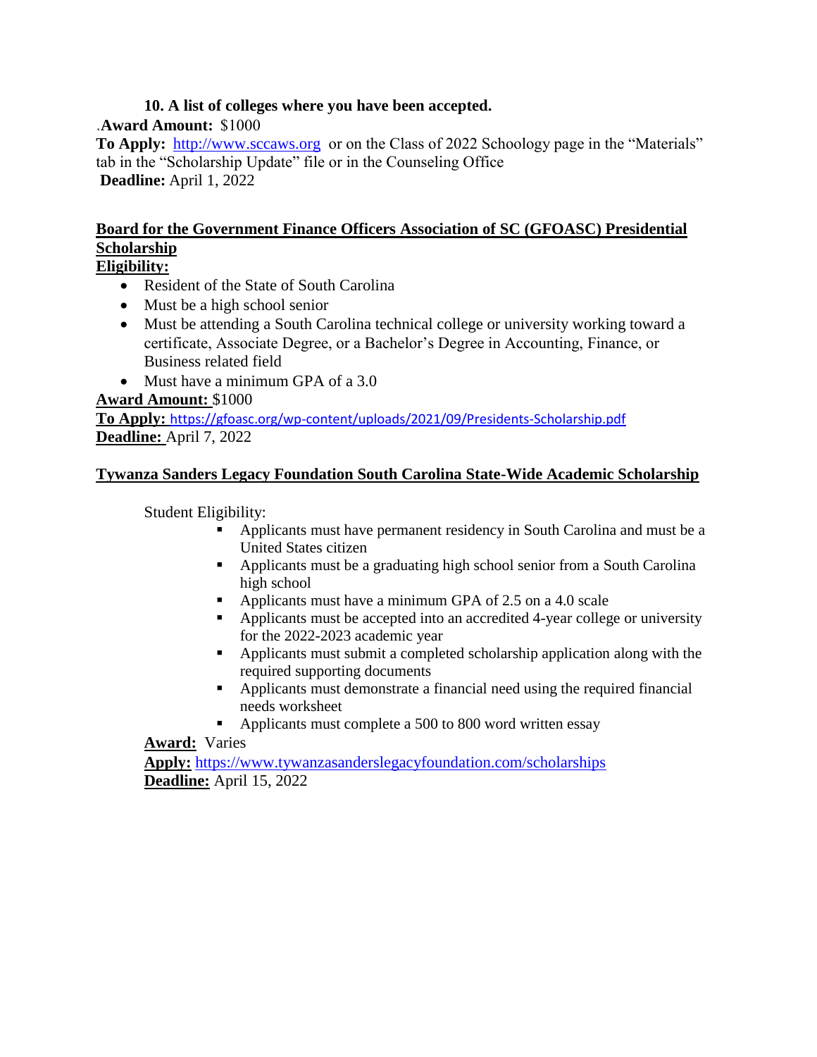**10. A list of colleges where you have been accepted.**

.**Award Amount:** $1000

**To Apply:** http://www.sccaws.org or on the Class of 2022 Schoology page in the "Materials" tab in the "Scholarship Update" file or in the Counseling Office

**Deadline:** April 1, 2022

## Board for the Government Finance Officers Association of SC (GFOASC) Presidential Scholarship

**Eligibility:**

- Resident of the State of South Carolina
- Must be a high school senior
- Must be attending a South Carolina technical college or university working toward a certificate, Associate Degree, or a Bachelor's Degree in Accounting, Finance, or Business related field
- Must have a minimum GPA of a 3.0

**Award Amount:** $1000

**To Apply:** https://gfoasc.org/wp-content/uploads/2021/09/Presidents-Scholarship.pdf

**Deadline:** April 7, 2022

## Tywanza Sanders Legacy Foundation South Carolina State-Wide Academic Scholarship

Student Eligibility:

- Applicants must have permanent residency in South Carolina and must be a United States citizen
- Applicants must be a graduating high school senior from a South Carolina high school
- Applicants must have a minimum GPA of 2.5 on a 4.0 scale
- Applicants must be accepted into an accredited 4-year college or university for the 2022-2023 academic year
- Applicants must submit a completed scholarship application along with the required supporting documents
- Applicants must demonstrate a financial need using the required financial needs worksheet
- Applicants must complete a 500 to 800 word written essay

**Award:** Varies

**Apply:** https://www.tywanzasanderslegacyfoundation.com/scholarships

**Deadline:** April 15, 2022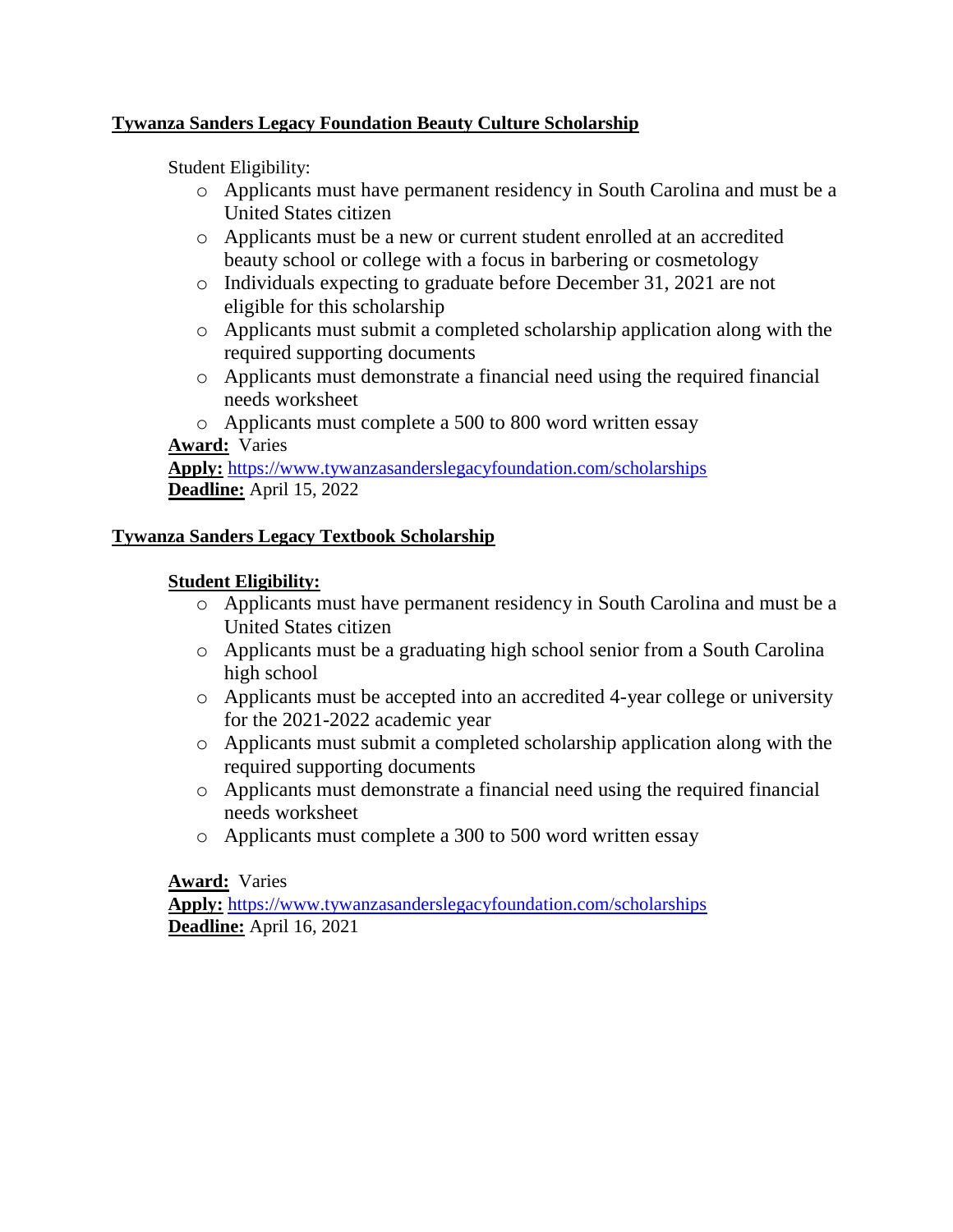## Tywanza Sanders Legacy Foundation Beauty Culture Scholarship

Student Eligibility:

- Applicants must have permanent residency in South Carolina and must be a United States citizen
- Applicants must be a new or current student enrolled at an accredited beauty school or college with a focus in barbering or cosmetology
- Individuals expecting to graduate before December 31, 2021 are not eligible for this scholarship
- Applicants must submit a completed scholarship application along with the required supporting documents
- Applicants must demonstrate a financial need using the required financial needs worksheet
- Applicants must complete a 500 to 800 word written essay

**Award:** Varies
**Apply:** https://www.tywanzasanderslegacyfoundation.com/scholarships
**Deadline:** April 15, 2022

## Tywanza Sanders Legacy Textbook Scholarship

**Student Eligibility:**

- Applicants must have permanent residency in South Carolina and must be a United States citizen
- Applicants must be a graduating high school senior from a South Carolina high school
- Applicants must be accepted into an accredited 4-year college or university for the 2021-2022 academic year
- Applicants must submit a completed scholarship application along with the required supporting documents
- Applicants must demonstrate a financial need using the required financial needs worksheet
- Applicants must complete a 300 to 500 word written essay

**Award:** Varies
**Apply:** https://www.tywanzasanderslegacyfoundation.com/scholarships
**Deadline:** April 16, 2021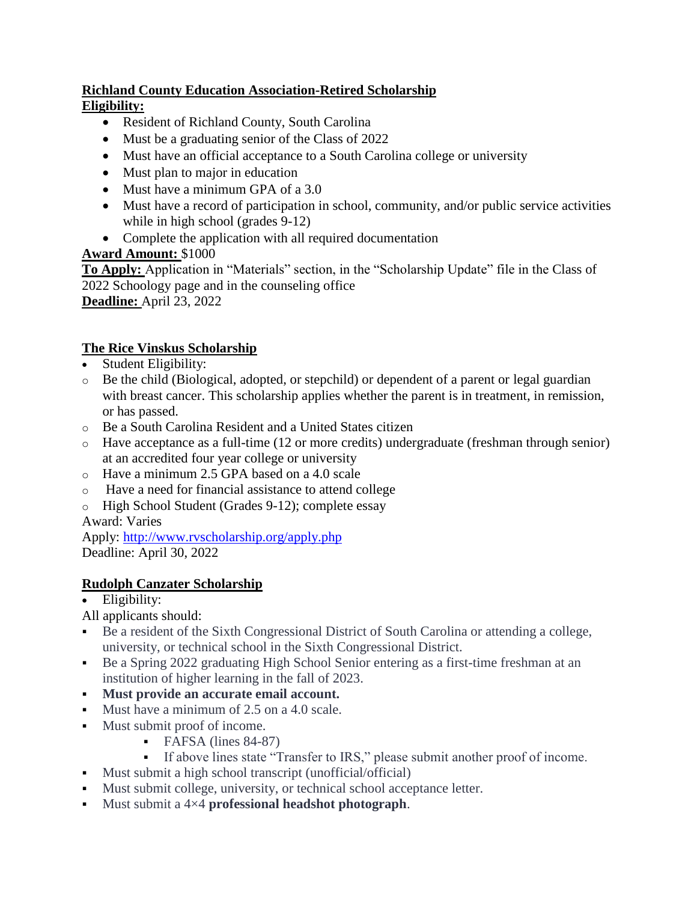**Richland County Education Association-Retired Scholarship**

**Eligibility:**

- Resident of Richland County, South Carolina
- Must be a graduating senior of the Class of 2022
- Must have an official acceptance to a South Carolina college or university
- Must plan to major in education
- Must have a minimum GPA of a 3.0
- Must have a record of participation in school, community, and/or public service activities while in high school (grades 9-12)
- Complete the application with all required documentation

**Award Amount:** $1000

**To Apply:** Application in "Materials" section, in the "Scholarship Update" file in the Class of 2022 Schoology page and in the counseling office

**Deadline:** April 23, 2022

**The Rice Vinskus Scholarship**

- Student Eligibility:
  - Be the child (Biological, adopted, or stepchild) or dependent of a parent or legal guardian with breast cancer. This scholarship applies whether the parent is in treatment, in remission, or has passed.
  - Be a South Carolina Resident and a United States citizen
  - Have acceptance as a full-time (12 or more credits) undergraduate (freshman through senior) at an accredited four year college or university
  - Have a minimum 2.5 GPA based on a 4.0 scale
  - Have a need for financial assistance to attend college
  - High School Student (Grades 9-12); complete essay

Award: Varies

Apply: http://www.rvscholarship.org/apply.php

Deadline: April 30, 2022

**Rudolph Canzater Scholarship**

- Eligibility:

All applicants should:

- Be a resident of the Sixth Congressional District of South Carolina or attending a college, university, or technical school in the Sixth Congressional District.
- Be a Spring 2022 graduating High School Senior entering as a first-time freshman at an institution of higher learning in the fall of 2023.
- **Must provide an accurate email account.**
- Must have a minimum of 2.5 on a 4.0 scale.
- Must submit proof of income.
  - FAFSA (lines 84-87)
  - If above lines state "Transfer to IRS," please submit another proof of income.
- Must submit a high school transcript (unofficial/official)
- Must submit college, university, or technical school acceptance letter.
- Must submit a 4×4 **professional headshot photograph**.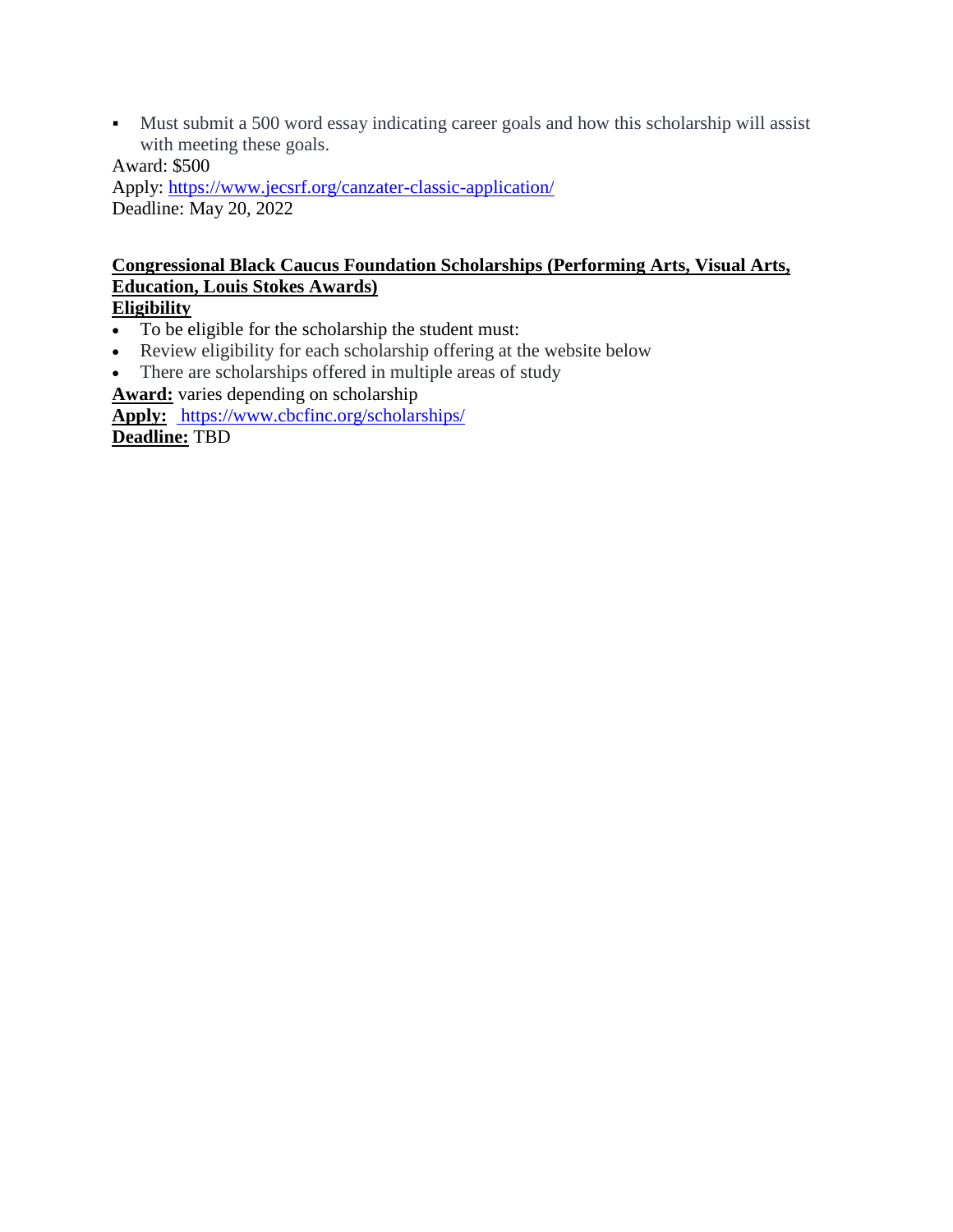- Must submit a 500 word essay indicating career goals and how this scholarship will assist with meeting these goals.

Award: $500

Apply: https://www.jecsrf.org/canzater-classic-application/

Deadline: May 20, 2022

**Congressional Black Caucus Foundation Scholarships (Performing Arts, Visual Arts, Education, Louis Stokes Awards)**

**Eligibility**

- To be eligible for the scholarship the student must:
- Review eligibility for each scholarship offering at the website below
- There are scholarships offered in multiple areas of study

**Award:** varies depending on scholarship

**Apply:** https://www.cbcfinc.org/scholarships/

**Deadline:** TBD